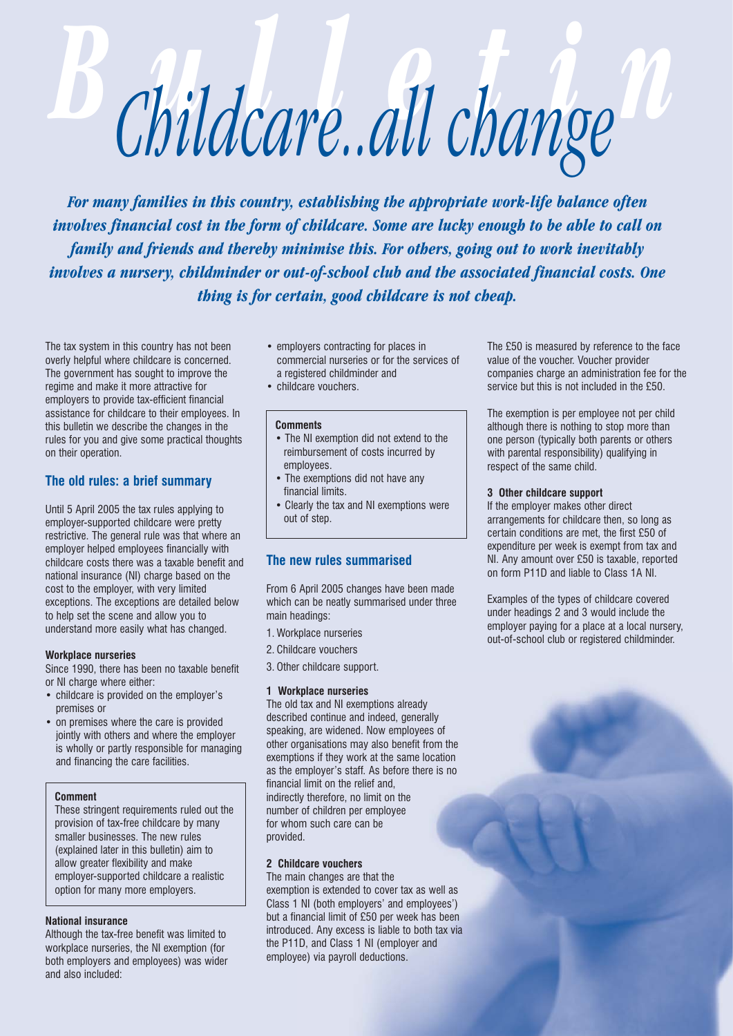# Childcare..all change

***For many families in this country, establishing the appropriate work-life balance often involves financial cost in the form of childcare. Some are lucky enough to be able to call on family and friends and thereby minimise this. For others, going out to work inevitably involves a nursery, childminder or out-of-school club and the associated financial costs. One thing is for certain, good childcare is not cheap.***

The tax system in this country has not been overly helpful where childcare is concerned. The government has sought to improve the regime and make it more attractive for employers to provide tax-efficient financial assistance for childcare to their employees. In this bulletin we describe the changes in the rules for you and give some practical thoughts on their operation.

## The old rules: a brief summary

Until 5 April 2005 the tax rules applying to employer-supported childcare were pretty restrictive. The general rule was that where an employer helped employees financially with childcare costs there was a taxable benefit and national insurance (NI) charge based on the cost to the employer, with very limited exceptions. The exceptions are detailed below to help set the scene and allow you to understand more easily what has changed.

### Workplace nurseries

Since 1990, there has been no taxable benefit or NI charge where either:

- childcare is provided on the employer's premises or
- on premises where the care is provided jointly with others and where the employer is wholly or partly responsible for managing and financing the care facilities.

**Comment**

These stringent requirements ruled out the provision of tax-free childcare by many smaller businesses. The new rules (explained later in this bulletin) aim to allow greater flexibility and make employer-supported childcare a realistic option for many more employers.

### National insurance

Although the tax-free benefit was limited to workplace nurseries, the NI exemption (for both employers and employees) was wider and also included:

- employers contracting for places in commercial nurseries or for the services of a registered childminder and
- childcare vouchers.

**Comments**

- The NI exemption did not extend to the reimbursement of costs incurred by employees.
- The exemptions did not have any financial limits.
- Clearly the tax and NI exemptions were out of step.

## The new rules summarised

From 6 April 2005 changes have been made which can be neatly summarised under three main headings:

1. Workplace nurseries
2. Childcare vouchers
3. Other childcare support.

### 1 Workplace nurseries

The old tax and NI exemptions already described continue and indeed, generally speaking, are widened. Now employees of other organisations may also benefit from the exemptions if they work at the same location as the employer's staff. As before there is no financial limit on the relief and, indirectly therefore, no limit on the number of children per employee for whom such care can be provided.

### 2 Childcare vouchers

The main changes are that the exemption is extended to cover tax as well as Class 1 NI (both employers' and employees') but a financial limit of £50 per week has been introduced. Any excess is liable to both tax via the P11D, and Class 1 NI (employer and employee) via payroll deductions.

The £50 is measured by reference to the face value of the voucher. Voucher provider companies charge an administration fee for the service but this is not included in the £50.

The exemption is per employee not per child although there is nothing to stop more than one person (typically both parents or others with parental responsibility) qualifying in respect of the same child.

### 3 Other childcare support

If the employer makes other direct arrangements for childcare then, so long as certain conditions are met, the first £50 of expenditure per week is exempt from tax and NI. Any amount over £50 is taxable, reported on form P11D and liable to Class 1A NI.

Examples of the types of childcare covered under headings 2 and 3 would include the employer paying for a place at a local nursery, out-of-school club or registered childminder.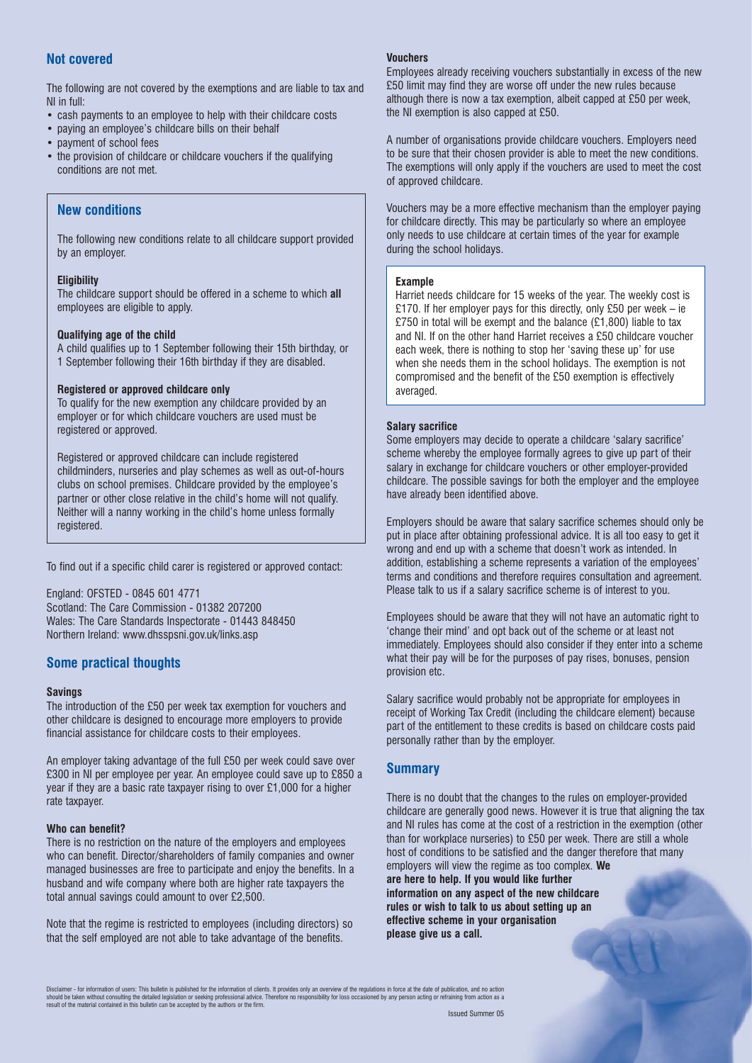## Not covered

The following are not covered by the exemptions and are liable to tax and NI in full:

- cash payments to an employee to help with their childcare costs
- paying an employee's childcare bills on their behalf
- payment of school fees
- the provision of childcare or childcare vouchers if the qualifying conditions are not met.

## New conditions

The following new conditions relate to all childcare support provided by an employer.

**Eligibility**

The childcare support should be offered in a scheme to which **all** employees are eligible to apply.

**Qualifying age of the child**

A child qualifies up to 1 September following their 15th birthday, or 1 September following their 16th birthday if they are disabled.

**Registered or approved childcare only**

To qualify for the new exemption any childcare provided by an employer or for which childcare vouchers are used must be registered or approved.

Registered or approved childcare can include registered childminders, nurseries and play schemes as well as out-of-hours clubs on school premises. Childcare provided by the employee's partner or other close relative in the child's home will not qualify. Neither will a nanny working in the child's home unless formally registered.

To find out if a specific child carer is registered or approved contact:

England: OFSTED - 0845 601 4771
Scotland: The Care Commission - 01382 207200
Wales: The Care Standards Inspectorate - 01443 848450
Northern Ireland: www.dhsspsni.gov.uk/links.asp

## Some practical thoughts

**Savings**

The introduction of the £50 per week tax exemption for vouchers and other childcare is designed to encourage more employers to provide financial assistance for childcare costs to their employees.

An employer taking advantage of the full £50 per week could save over £300 in NI per employee per year. An employee could save up to £850 a year if they are a basic rate taxpayer rising to over £1,000 for a higher rate taxpayer.

**Who can benefit?**

There is no restriction on the nature of the employers and employees who can benefit. Director/shareholders of family companies and owner managed businesses are free to participate and enjoy the benefits. In a husband and wife company where both are higher rate taxpayers the total annual savings could amount to over £2,500.

Note that the regime is restricted to employees (including directors) so that the self employed are not able to take advantage of the benefits.

**Vouchers**

Employees already receiving vouchers substantially in excess of the new £50 limit may find they are worse off under the new rules because although there is now a tax exemption, albeit capped at £50 per week, the NI exemption is also capped at £50.

A number of organisations provide childcare vouchers. Employers need to be sure that their chosen provider is able to meet the new conditions. The exemptions will only apply if the vouchers are used to meet the cost of approved childcare.

Vouchers may be a more effective mechanism than the employer paying for childcare directly. This may be particularly so where an employee only needs to use childcare at certain times of the year for example during the school holidays.

**Example**

Harriet needs childcare for 15 weeks of the year. The weekly cost is £170. If her employer pays for this directly, only £50 per week – ie £750 in total will be exempt and the balance (£1,800) liable to tax and NI. If on the other hand Harriet receives a £50 childcare voucher each week, there is nothing to stop her 'saving these up' for use when she needs them in the school holidays. The exemption is not compromised and the benefit of the £50 exemption is effectively averaged.

**Salary sacrifice**

Some employers may decide to operate a childcare 'salary sacrifice' scheme whereby the employee formally agrees to give up part of their salary in exchange for childcare vouchers or other employer-provided childcare. The possible savings for both the employer and the employee have already been identified above.

Employers should be aware that salary sacrifice schemes should only be put in place after obtaining professional advice. It is all too easy to get it wrong and end up with a scheme that doesn't work as intended. In addition, establishing a scheme represents a variation of the employees' terms and conditions and therefore requires consultation and agreement. Please talk to us if a salary sacrifice scheme is of interest to you.

Employees should be aware that they will not have an automatic right to 'change their mind' and opt back out of the scheme or at least not immediately. Employees should also consider if they enter into a scheme what their pay will be for the purposes of pay rises, bonuses, pension provision etc.

Salary sacrifice would probably not be appropriate for employees in receipt of Working Tax Credit (including the childcare element) because part of the entitlement to these credits is based on childcare costs paid personally rather than by the employer.

## Summary

There is no doubt that the changes to the rules on employer-provided childcare are generally good news. However it is true that aligning the tax and NI rules has come at the cost of a restriction in the exemption (other than for workplace nurseries) to £50 per week. There are still a whole host of conditions to be satisfied and the danger therefore that many employers will view the regime as too complex. **We are here to help. If you would like further information on any aspect of the new childcare rules or wish to talk to us about setting up an effective scheme in your organisation please give us a call.**

Disclaimer - for information of users: This bulletin is published for the information of clients. It provides only an overview of the regulations in force at the date of publication, and no action should be taken without consulting the detailed legislation or seeking professional advice. Therefore no responsibility for loss occasioned by any person acting or refraining from action as a result of the material contained in this bulletin can be accepted by the authors or the firm.

Issued Summer 05